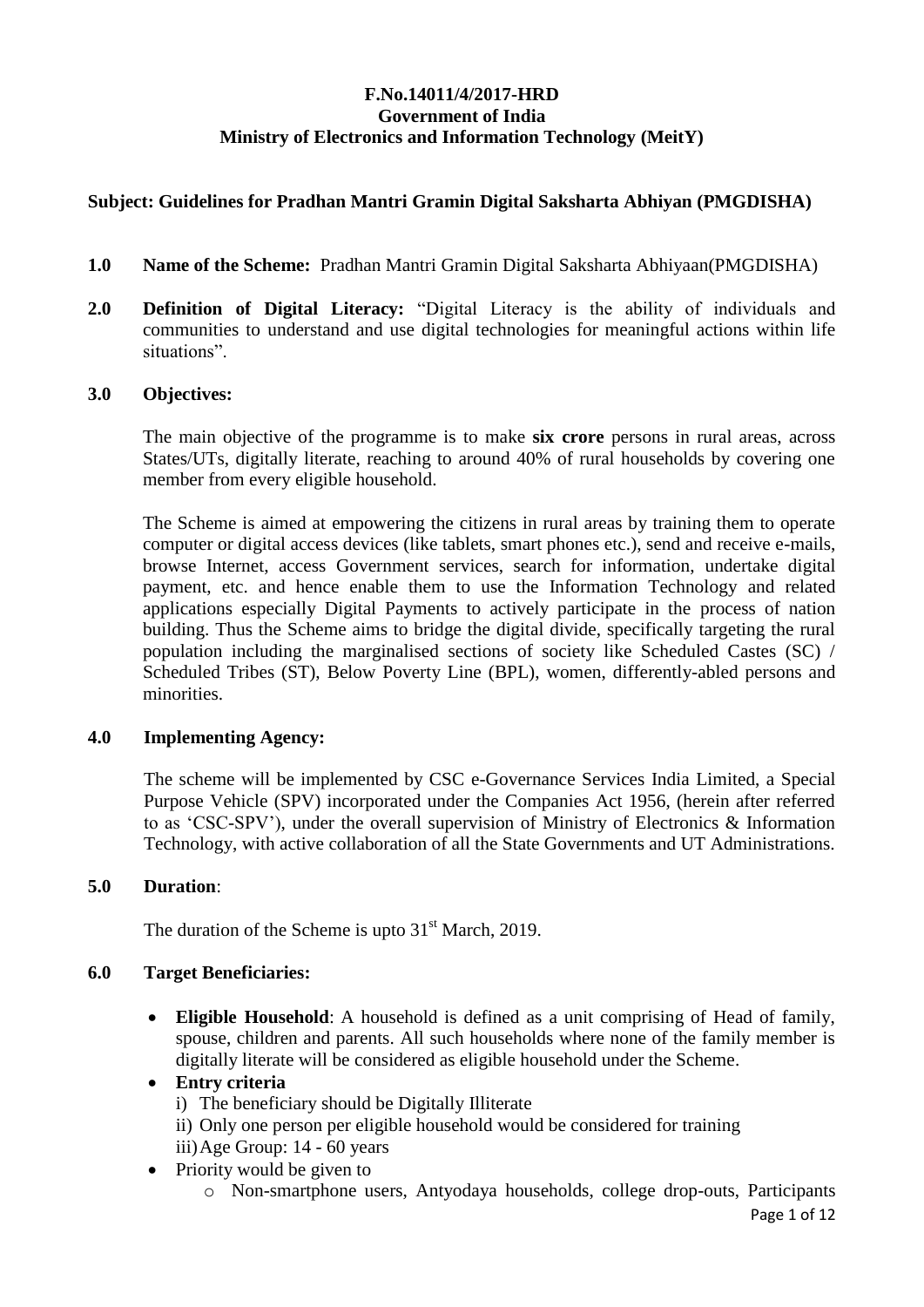**F.No.14011/4/2017-HRD**
**Government of India**
**Ministry of Electronics and Information Technology (MeitY)**

**Subject: Guidelines for Pradhan Mantri Gramin Digital Saksharta Abhiyan (PMGDISHA)**

**1.0 Name of the Scheme:** Pradhan Mantri Gramin Digital Saksharta Abhiyaan(PMGDISHA)

**2.0 Definition of Digital Literacy:** "Digital Literacy is the ability of individuals and communities to understand and use digital technologies for meaningful actions within life situations".

**3.0 Objectives:**

The main objective of the programme is to make **six crore** persons in rural areas, across States/UTs, digitally literate, reaching to around 40% of rural households by covering one member from every eligible household.

The Scheme is aimed at empowering the citizens in rural areas by training them to operate computer or digital access devices (like tablets, smart phones etc.), send and receive e-mails, browse Internet, access Government services, search for information, undertake digital payment, etc. and hence enable them to use the Information Technology and related applications especially Digital Payments to actively participate in the process of nation building. Thus the Scheme aims to bridge the digital divide, specifically targeting the rural population including the marginalised sections of society like Scheduled Castes (SC) / Scheduled Tribes (ST), Below Poverty Line (BPL), women, differently-abled persons and minorities.

**4.0 Implementing Agency:**

The scheme will be implemented by CSC e-Governance Services India Limited, a Special Purpose Vehicle (SPV) incorporated under the Companies Act 1956, (herein after referred to as 'CSC-SPV'), under the overall supervision of Ministry of Electronics & Information Technology, with active collaboration of all the State Governments and UT Administrations.

**5.0 Duration**:

The duration of the Scheme is upto 31st March, 2019.

**6.0 Target Beneficiaries:**

- **Eligible Household**: A household is defined as a unit comprising of Head of family, spouse, children and parents. All such households where none of the family member is digitally literate will be considered as eligible household under the Scheme.
- **Entry criteria**
  - i) The beneficiary should be Digitally Illiterate
  - ii) Only one person per eligible household would be considered for training
  - iii) Age Group: 14 - 60 years
- Priority would be given to
  - o Non-smartphone users, Antyodaya households, college drop-outs, Participants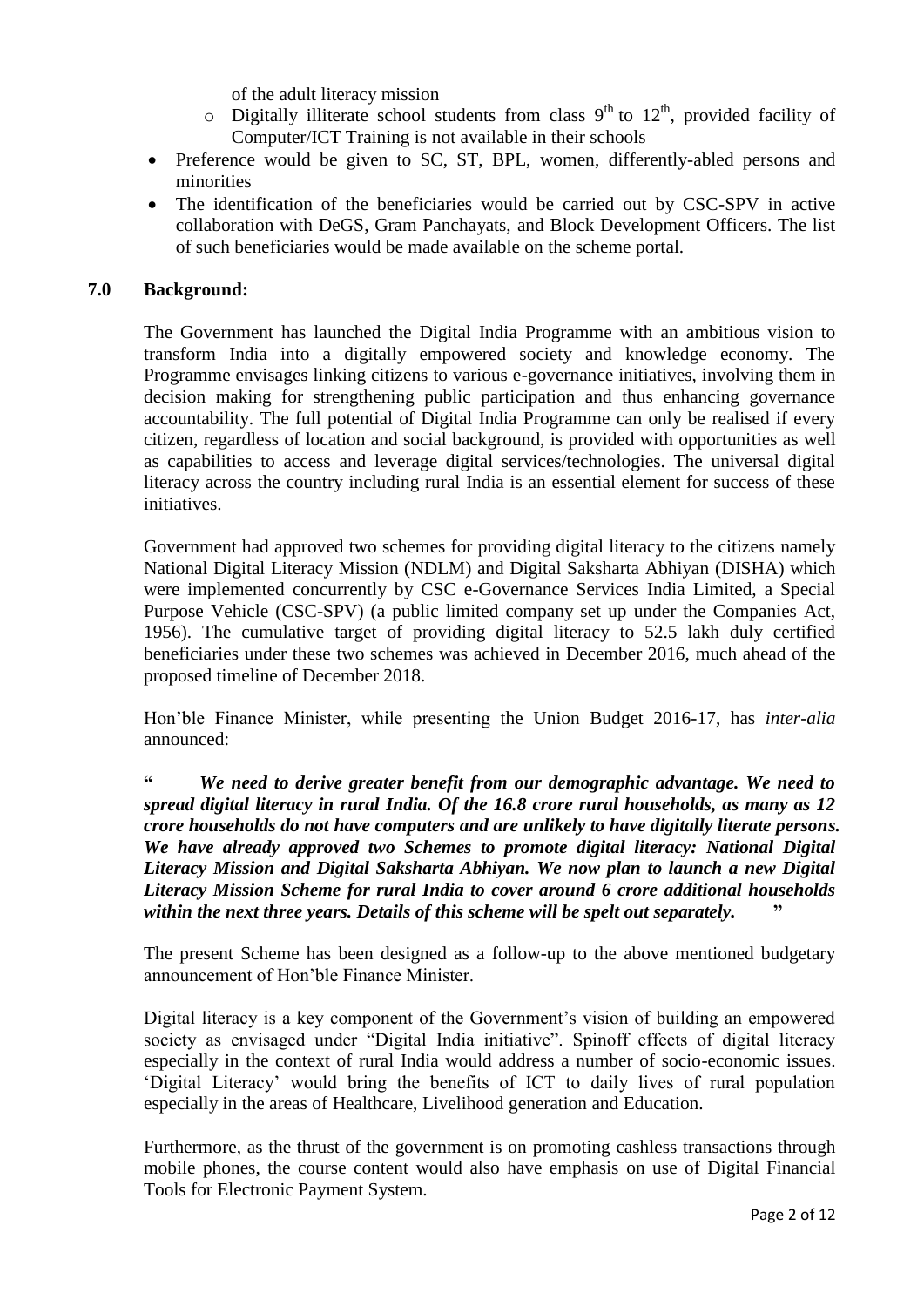of the adult literacy mission

  - Digitally illiterate school students from class $9^{th}$ to $12^{th}$, provided facility of Computer/ICT Training is not available in their schools
- Preference would be given to SC, ST, BPL, women, differently-abled persons and minorities
- The identification of the beneficiaries would be carried out by CSC-SPV in active collaboration with DeGS, Gram Panchayats, and Block Development Officers. The list of such beneficiaries would be made available on the scheme portal.

## 7.0 Background:

The Government has launched the Digital India Programme with an ambitious vision to transform India into a digitally empowered society and knowledge economy. The Programme envisages linking citizens to various e-governance initiatives, involving them in decision making for strengthening public participation and thus enhancing governance accountability. The full potential of Digital India Programme can only be realised if every citizen, regardless of location and social background, is provided with opportunities as well as capabilities to access and leverage digital services/technologies. The universal digital literacy across the country including rural India is an essential element for success of these initiatives.

Government had approved two schemes for providing digital literacy to the citizens namely National Digital Literacy Mission (NDLM) and Digital Saksharta Abhiyan (DISHA) which were implemented concurrently by CSC e-Governance Services India Limited, a Special Purpose Vehicle (CSC-SPV) (a public limited company set up under the Companies Act, 1956). The cumulative target of providing digital literacy to 52.5 lakh duly certified beneficiaries under these two schemes was achieved in December 2016, much ahead of the proposed timeline of December 2018.

Hon'ble Finance Minister, while presenting the Union Budget 2016-17, has *inter-alia* announced:

**"** ***We need to derive greater benefit from our demographic advantage. We need to spread digital literacy in rural India. Of the 16.8 crore rural households, as many as 12 crore households do not have computers and are unlikely to have digitally literate persons. We have already approved two Schemes to promote digital literacy: National Digital Literacy Mission and Digital Saksharta Abhiyan. We now plan to launch a new Digital Literacy Mission Scheme for rural India to cover around 6 crore additional households within the next three years. Details of this scheme will be spelt out separately.*** **"**

The present Scheme has been designed as a follow-up to the above mentioned budgetary announcement of Hon'ble Finance Minister.

Digital literacy is a key component of the Government's vision of building an empowered society as envisaged under "Digital India initiative". Spinoff effects of digital literacy especially in the context of rural India would address a number of socio-economic issues. 'Digital Literacy' would bring the benefits of ICT to daily lives of rural population especially in the areas of Healthcare, Livelihood generation and Education.

Furthermore, as the thrust of the government is on promoting cashless transactions through mobile phones, the course content would also have emphasis on use of Digital Financial Tools for Electronic Payment System.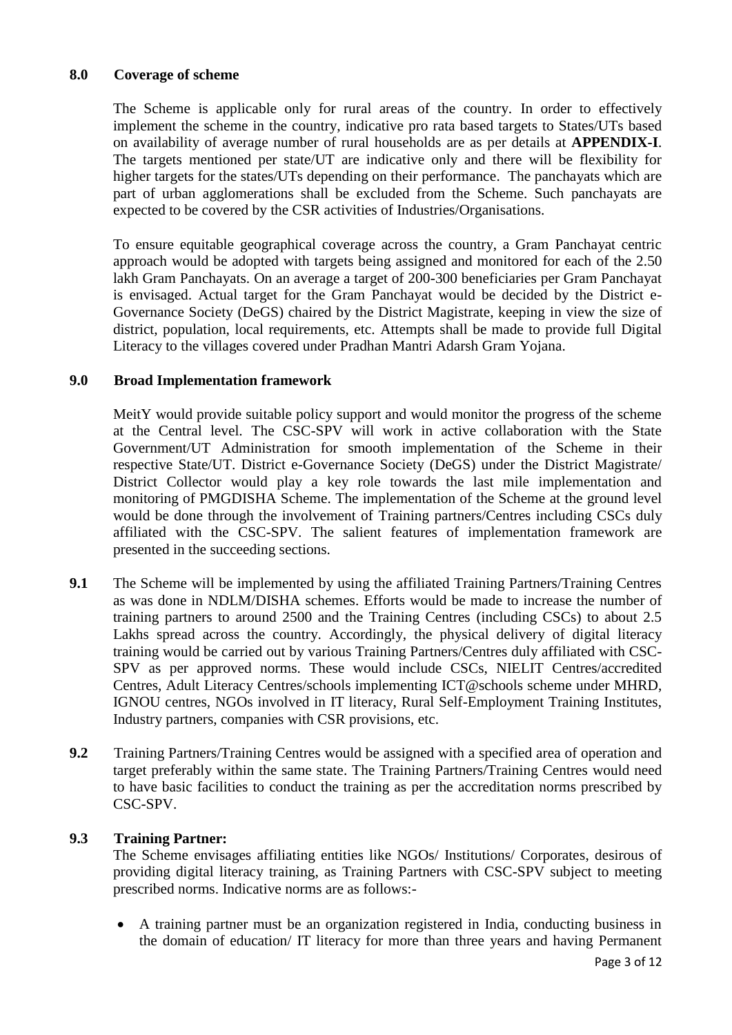## 8.0 Coverage of scheme

The Scheme is applicable only for rural areas of the country. In order to effectively implement the scheme in the country, indicative pro rata based targets to States/UTs based on availability of average number of rural households are as per details at **APPENDIX-I**. The targets mentioned per state/UT are indicative only and there will be flexibility for higher targets for the states/UTs depending on their performance. The panchayats which are part of urban agglomerations shall be excluded from the Scheme. Such panchayats are expected to be covered by the CSR activities of Industries/Organisations.

To ensure equitable geographical coverage across the country, a Gram Panchayat centric approach would be adopted with targets being assigned and monitored for each of the 2.50 lakh Gram Panchayats. On an average a target of 200-300 beneficiaries per Gram Panchayat is envisaged. Actual target for the Gram Panchayat would be decided by the District e-Governance Society (DeGS) chaired by the District Magistrate, keeping in view the size of district, population, local requirements, etc. Attempts shall be made to provide full Digital Literacy to the villages covered under Pradhan Mantri Adarsh Gram Yojana.

## 9.0 Broad Implementation framework

MeitY would provide suitable policy support and would monitor the progress of the scheme at the Central level. The CSC-SPV will work in active collaboration with the State Government/UT Administration for smooth implementation of the Scheme in their respective State/UT. District e-Governance Society (DeGS) under the District Magistrate/ District Collector would play a key role towards the last mile implementation and monitoring of PMGDISHA Scheme. The implementation of the Scheme at the ground level would be done through the involvement of Training partners/Centres including CSCs duly affiliated with the CSC-SPV. The salient features of implementation framework are presented in the succeeding sections.

**9.1** The Scheme will be implemented by using the affiliated Training Partners/Training Centres as was done in NDLM/DISHA schemes. Efforts would be made to increase the number of training partners to around 2500 and the Training Centres (including CSCs) to about 2.5 Lakhs spread across the country. Accordingly, the physical delivery of digital literacy training would be carried out by various Training Partners/Centres duly affiliated with CSC-SPV as per approved norms. These would include CSCs, NIELIT Centres/accredited Centres, Adult Literacy Centres/schools implementing ICT@schools scheme under MHRD, IGNOU centres, NGOs involved in IT literacy, Rural Self-Employment Training Institutes, Industry partners, companies with CSR provisions, etc.

**9.2** Training Partners/Training Centres would be assigned with a specified area of operation and target preferably within the same state. The Training Partners/Training Centres would need to have basic facilities to conduct the training as per the accreditation norms prescribed by CSC-SPV.

### 9.3 Training Partner:

The Scheme envisages affiliating entities like NGOs/ Institutions/ Corporates, desirous of providing digital literacy training, as Training Partners with CSC-SPV subject to meeting prescribed norms. Indicative norms are as follows:-

- A training partner must be an organization registered in India, conducting business in the domain of education/ IT literacy for more than three years and having Permanent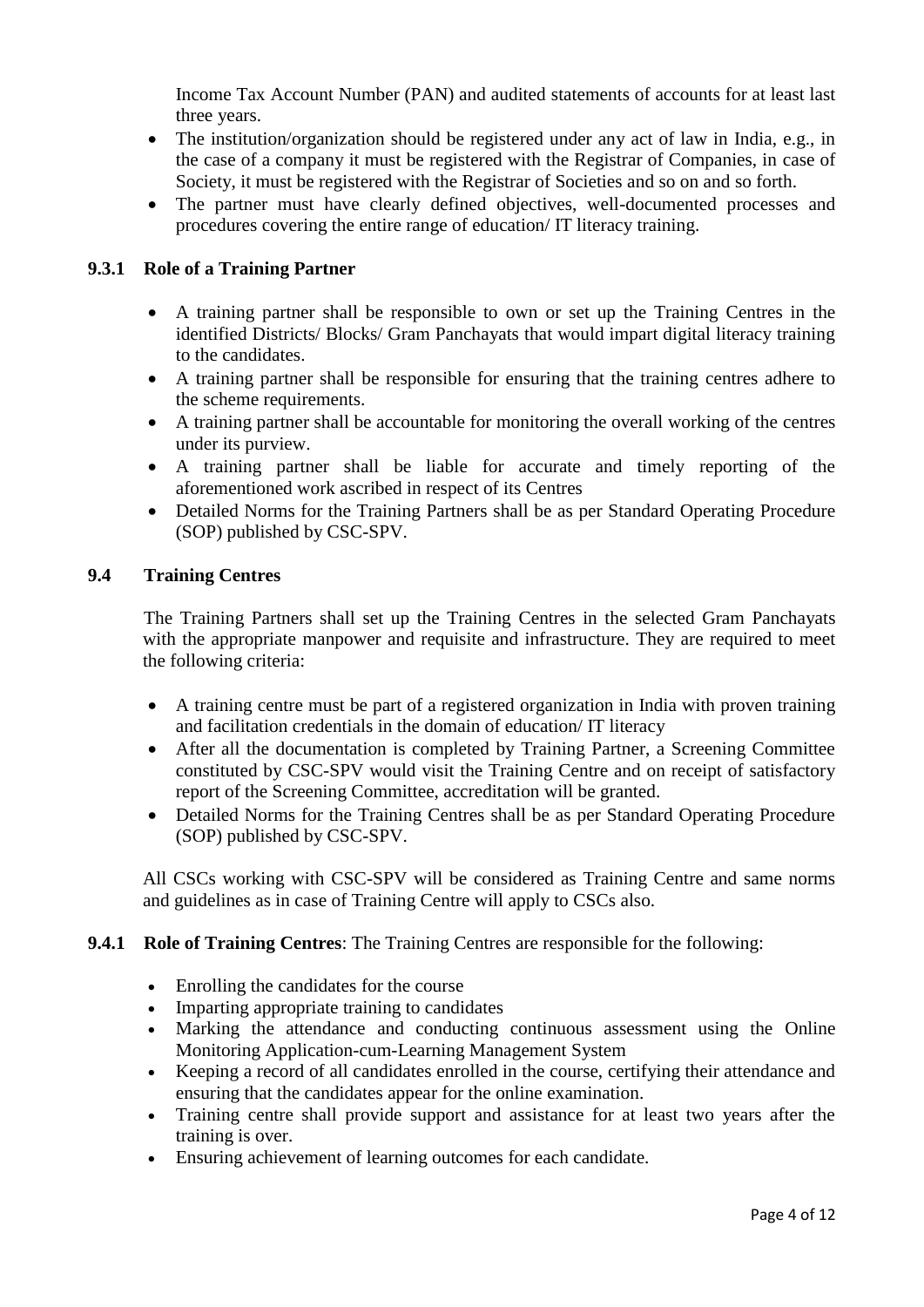Income Tax Account Number (PAN) and audited statements of accounts for at least last three years.

- The institution/organization should be registered under any act of law in India, e.g., in the case of a company it must be registered with the Registrar of Companies, in case of Society, it must be registered with the Registrar of Societies and so on and so forth.
- The partner must have clearly defined objectives, well-documented processes and procedures covering the entire range of education/ IT literacy training.

### 9.3.1 Role of a Training Partner

- A training partner shall be responsible to own or set up the Training Centres in the identified Districts/ Blocks/ Gram Panchayats that would impart digital literacy training to the candidates.
- A training partner shall be responsible for ensuring that the training centres adhere to the scheme requirements.
- A training partner shall be accountable for monitoring the overall working of the centres under its purview.
- A training partner shall be liable for accurate and timely reporting of the aforementioned work ascribed in respect of its Centres
- Detailed Norms for the Training Partners shall be as per Standard Operating Procedure (SOP) published by CSC-SPV.

### 9.4 Training Centres

The Training Partners shall set up the Training Centres in the selected Gram Panchayats with the appropriate manpower and requisite and infrastructure. They are required to meet the following criteria:

- A training centre must be part of a registered organization in India with proven training and facilitation credentials in the domain of education/ IT literacy
- After all the documentation is completed by Training Partner, a Screening Committee constituted by CSC-SPV would visit the Training Centre and on receipt of satisfactory report of the Screening Committee, accreditation will be granted.
- Detailed Norms for the Training Centres shall be as per Standard Operating Procedure (SOP) published by CSC-SPV.

All CSCs working with CSC-SPV will be considered as Training Centre and same norms and guidelines as in case of Training Centre will apply to CSCs also.

**9.4.1 Role of Training Centres**: The Training Centres are responsible for the following:

- Enrolling the candidates for the course
- Imparting appropriate training to candidates
- Marking the attendance and conducting continuous assessment using the Online Monitoring Application-cum-Learning Management System
- Keeping a record of all candidates enrolled in the course, certifying their attendance and ensuring that the candidates appear for the online examination.
- Training centre shall provide support and assistance for at least two years after the training is over.
- Ensuring achievement of learning outcomes for each candidate.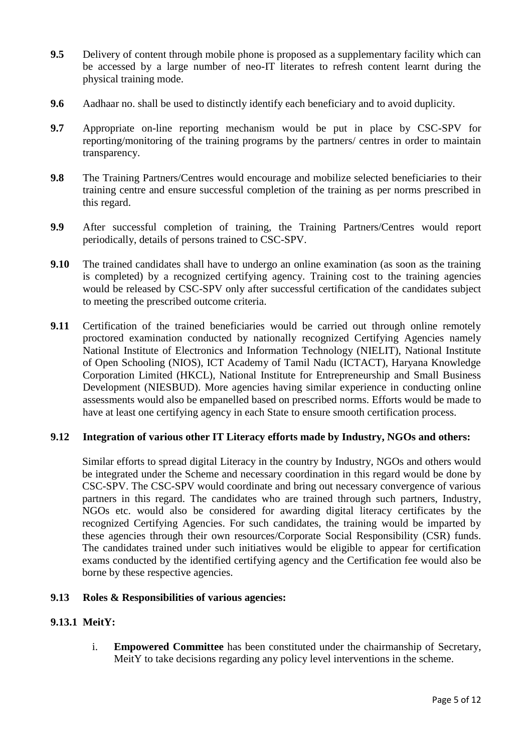**9.5** Delivery of content through mobile phone is proposed as a supplementary facility which can be accessed by a large number of neo-IT literates to refresh content learnt during the physical training mode.

**9.6** Aadhaar no. shall be used to distinctly identify each beneficiary and to avoid duplicity.

**9.7** Appropriate on-line reporting mechanism would be put in place by CSC-SPV for reporting/monitoring of the training programs by the partners/ centres in order to maintain transparency.

**9.8** The Training Partners/Centres would encourage and mobilize selected beneficiaries to their training centre and ensure successful completion of the training as per norms prescribed in this regard.

**9.9** After successful completion of training, the Training Partners/Centres would report periodically, details of persons trained to CSC-SPV.

**9.10** The trained candidates shall have to undergo an online examination (as soon as the training is completed) by a recognized certifying agency. Training cost to the training agencies would be released by CSC-SPV only after successful certification of the candidates subject to meeting the prescribed outcome criteria.

**9.11** Certification of the trained beneficiaries would be carried out through online remotely proctored examination conducted by nationally recognized Certifying Agencies namely National Institute of Electronics and Information Technology (NIELIT), National Institute of Open Schooling (NIOS), ICT Academy of Tamil Nadu (ICTACT), Haryana Knowledge Corporation Limited (HKCL), National Institute for Entrepreneurship and Small Business Development (NIESBUD). More agencies having similar experience in conducting online assessments would also be empanelled based on prescribed norms. Efforts would be made to have at least one certifying agency in each State to ensure smooth certification process.

**9.12 Integration of various other IT Literacy efforts made by Industry, NGOs and others:**

Similar efforts to spread digital Literacy in the country by Industry, NGOs and others would be integrated under the Scheme and necessary coordination in this regard would be done by CSC-SPV. The CSC-SPV would coordinate and bring out necessary convergence of various partners in this regard. The candidates who are trained through such partners, Industry, NGOs etc. would also be considered for awarding digital literacy certificates by the recognized Certifying Agencies. For such candidates, the training would be imparted by these agencies through their own resources/Corporate Social Responsibility (CSR) funds. The candidates trained under such initiatives would be eligible to appear for certification exams conducted by the identified certifying agency and the Certification fee would also be borne by these respective agencies.

**9.13 Roles & Responsibilities of various agencies:**

**9.13.1 MeitY:**

i. **Empowered Committee** has been constituted under the chairmanship of Secretary, MeitY to take decisions regarding any policy level interventions in the scheme.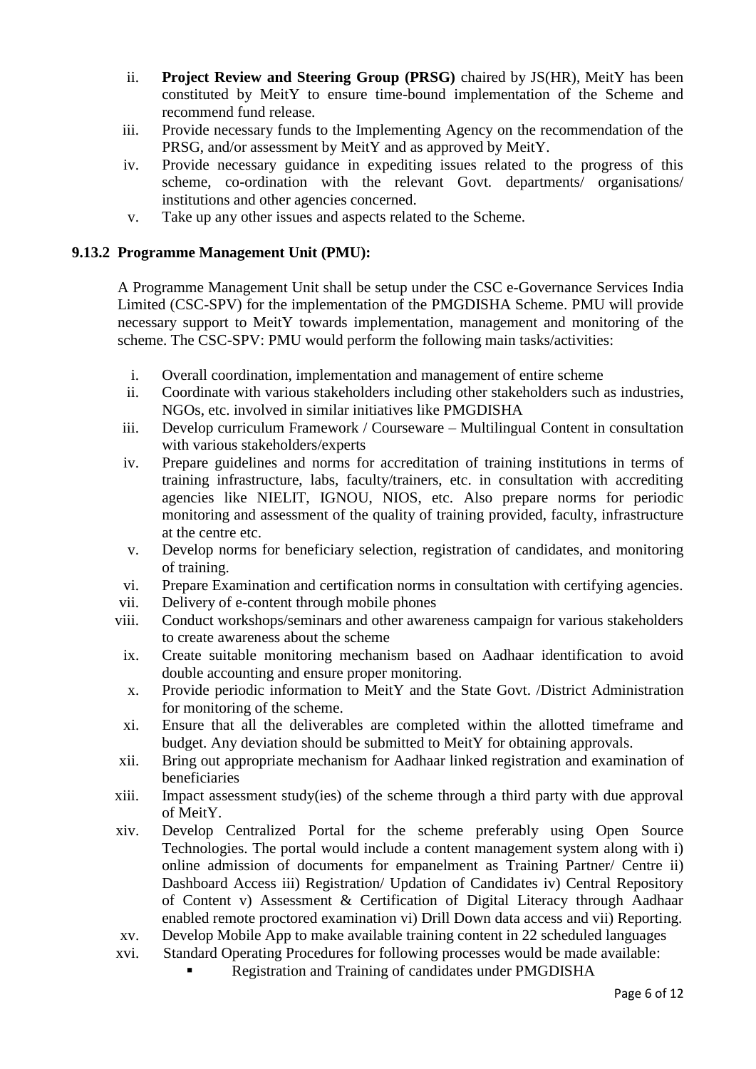ii. **Project Review and Steering Group (PRSG)** chaired by JS(HR), MeitY has been constituted by MeitY to ensure time-bound implementation of the Scheme and recommend fund release.

iii. Provide necessary funds to the Implementing Agency on the recommendation of the PRSG, and/or assessment by MeitY and as approved by MeitY.

iv. Provide necessary guidance in expediting issues related to the progress of this scheme, co-ordination with the relevant Govt. departments/ organisations/ institutions and other agencies concerned.

v. Take up any other issues and aspects related to the Scheme.

### 9.13.2 Programme Management Unit (PMU):

A Programme Management Unit shall be setup under the CSC e-Governance Services India Limited (CSC-SPV) for the implementation of the PMGDISHA Scheme. PMU will provide necessary support to MeitY towards implementation, management and monitoring of the scheme. The CSC-SPV: PMU would perform the following main tasks/activities:

i. Overall coordination, implementation and management of entire scheme

ii. Coordinate with various stakeholders including other stakeholders such as industries, NGOs, etc. involved in similar initiatives like PMGDISHA

iii. Develop curriculum Framework / Courseware – Multilingual Content in consultation with various stakeholders/experts

iv. Prepare guidelines and norms for accreditation of training institutions in terms of training infrastructure, labs, faculty/trainers, etc. in consultation with accrediting agencies like NIELIT, IGNOU, NIOS, etc. Also prepare norms for periodic monitoring and assessment of the quality of training provided, faculty, infrastructure at the centre etc.

v. Develop norms for beneficiary selection, registration of candidates, and monitoring of training.

vi. Prepare Examination and certification norms in consultation with certifying agencies.

vii. Delivery of e-content through mobile phones

viii. Conduct workshops/seminars and other awareness campaign for various stakeholders to create awareness about the scheme

ix. Create suitable monitoring mechanism based on Aadhaar identification to avoid double accounting and ensure proper monitoring.

x. Provide periodic information to MeitY and the State Govt. /District Administration for monitoring of the scheme.

xi. Ensure that all the deliverables are completed within the allotted timeframe and budget. Any deviation should be submitted to MeitY for obtaining approvals.

xii. Bring out appropriate mechanism for Aadhaar linked registration and examination of beneficiaries

xiii. Impact assessment study(ies) of the scheme through a third party with due approval of MeitY.

xiv. Develop Centralized Portal for the scheme preferably using Open Source Technologies. The portal would include a content management system along with i) online admission of documents for empanelment as Training Partner/ Centre ii) Dashboard Access iii) Registration/ Updation of Candidates iv) Central Repository of Content v) Assessment & Certification of Digital Literacy through Aadhaar enabled remote proctored examination vi) Drill Down data access and vii) Reporting.

xv. Develop Mobile App to make available training content in 22 scheduled languages

xvi. Standard Operating Procedures for following processes would be made available:

- Registration and Training of candidates under PMGDISHA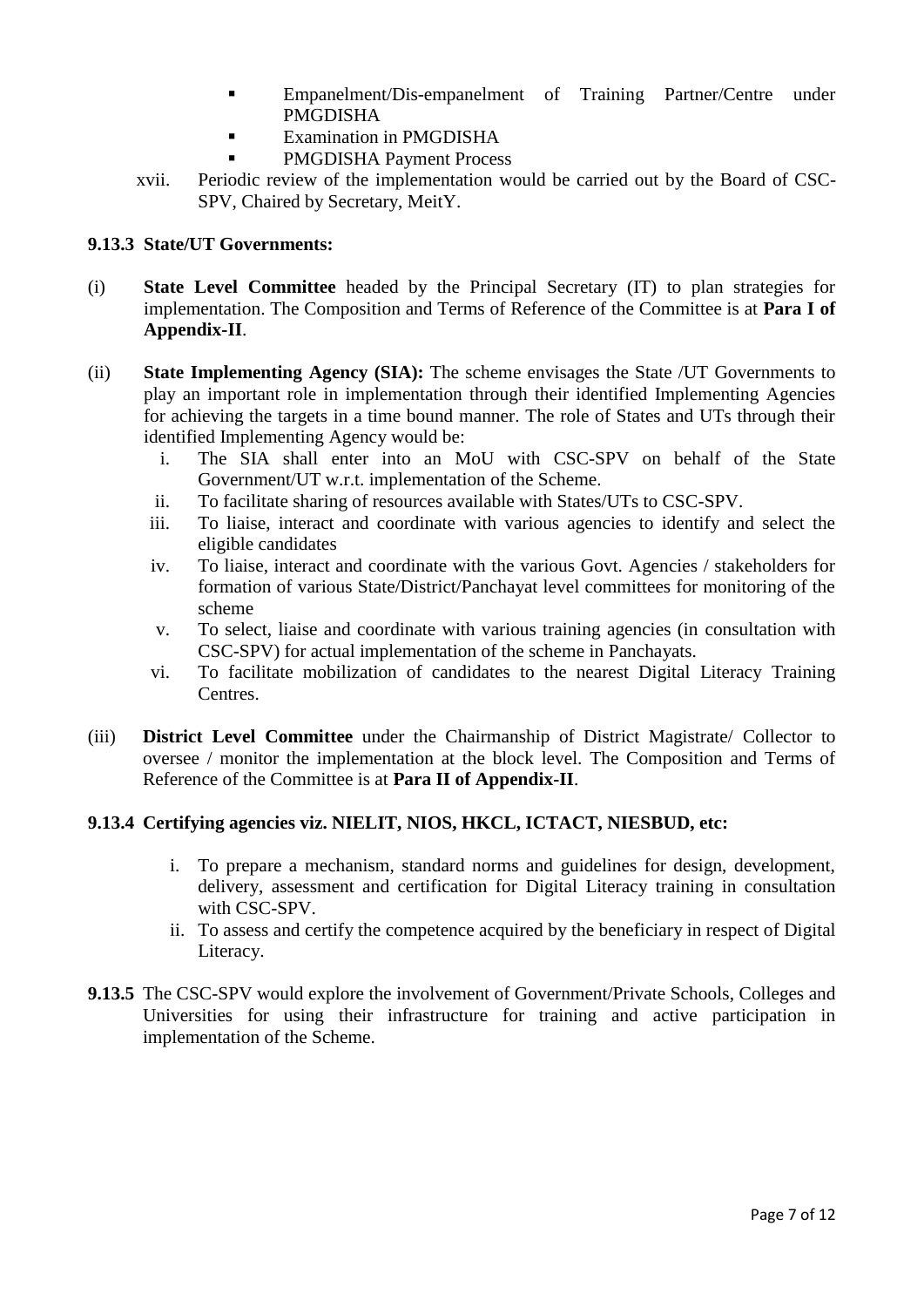- Empanelment/Dis-empanelment of Training Partner/Centre under PMGDISHA
- Examination in PMGDISHA
- PMGDISHA Payment Process

xvii. Periodic review of the implementation would be carried out by the Board of CSC-SPV, Chaired by Secretary, MeitY.

**9.13.3 State/UT Governments:**

(i) **State Level Committee** headed by the Principal Secretary (IT) to plan strategies for implementation. The Composition and Terms of Reference of the Committee is at **Para I of Appendix-II**.

(ii) **State Implementing Agency (SIA):** The scheme envisages the State /UT Governments to play an important role in implementation through their identified Implementing Agencies for achieving the targets in a time bound manner. The role of States and UTs through their identified Implementing Agency would be:

  i. The SIA shall enter into an MoU with CSC-SPV on behalf of the State Government/UT w.r.t. implementation of the Scheme.
  ii. To facilitate sharing of resources available with States/UTs to CSC-SPV.
  iii. To liaise, interact and coordinate with various agencies to identify and select the eligible candidates
  iv. To liaise, interact and coordinate with the various Govt. Agencies / stakeholders for formation of various State/District/Panchayat level committees for monitoring of the scheme
  v. To select, liaise and coordinate with various training agencies (in consultation with CSC-SPV) for actual implementation of the scheme in Panchayats.
  vi. To facilitate mobilization of candidates to the nearest Digital Literacy Training Centres.

(iii) **District Level Committee** under the Chairmanship of District Magistrate/ Collector to oversee / monitor the implementation at the block level. The Composition and Terms of Reference of the Committee is at **Para II of Appendix-II**.

**9.13.4 Certifying agencies viz. NIELIT, NIOS, HKCL, ICTACT, NIESBUD, etc:**

  i. To prepare a mechanism, standard norms and guidelines for design, development, delivery, assessment and certification for Digital Literacy training in consultation with CSC-SPV.
  ii. To assess and certify the competence acquired by the beneficiary in respect of Digital Literacy.

**9.13.5** The CSC-SPV would explore the involvement of Government/Private Schools, Colleges and Universities for using their infrastructure for training and active participation in implementation of the Scheme.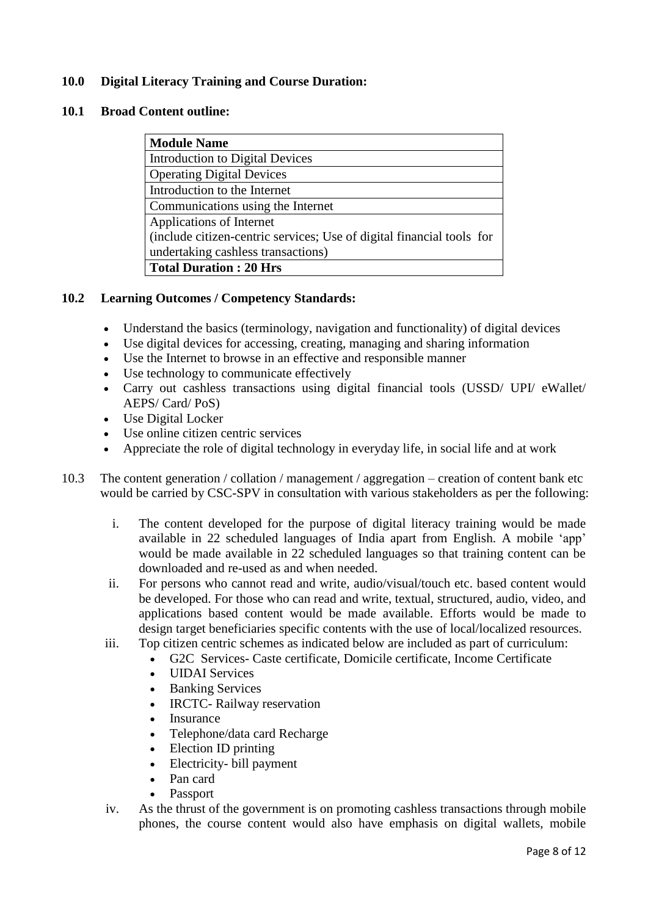## 10.0 Digital Literacy Training and Course Duration:

### 10.1 Broad Content outline:

| Module Name |
|---|
| Introduction to Digital Devices |
| Operating Digital Devices |
| Introduction to the Internet |
| Communications using the Internet |
| Applications of Internet (include citizen-centric services; Use of digital financial tools for undertaking cashless transactions) |
| **Total Duration : 20 Hrs** |

### 10.2 Learning Outcomes / Competency Standards:

- Understand the basics (terminology, navigation and functionality) of digital devices
- Use digital devices for accessing, creating, managing and sharing information
- Use the Internet to browse in an effective and responsible manner
- Use technology to communicate effectively
- Carry out cashless transactions using digital financial tools (USSD/ UPI/ eWallet/ AEPS/ Card/ PoS)
- Use Digital Locker
- Use online citizen centric services
- Appreciate the role of digital technology in everyday life, in social life and at work

10.3 The content generation / collation / management / aggregation – creation of content bank etc would be carried by CSC-SPV in consultation with various stakeholders as per the following:

i. The content developed for the purpose of digital literacy training would be made available in 22 scheduled languages of India apart from English. A mobile 'app' would be made available in 22 scheduled languages so that training content can be downloaded and re-used as and when needed.

ii. For persons who cannot read and write, audio/visual/touch etc. based content would be developed. For those who can read and write, textual, structured, audio, video, and applications based content would be made available. Efforts would be made to design target beneficiaries specific contents with the use of local/localized resources.

iii. Top citizen centric schemes as indicated below are included as part of curriculum:
   - G2C Services- Caste certificate, Domicile certificate, Income Certificate
   - UIDAI Services
   - Banking Services
   - IRCTC- Railway reservation
   - Insurance
   - Telephone/data card Recharge
   - Election ID printing
   - Electricity- bill payment
   - Pan card
   - Passport

iv. As the thrust of the government is on promoting cashless transactions through mobile phones, the course content would also have emphasis on digital wallets, mobile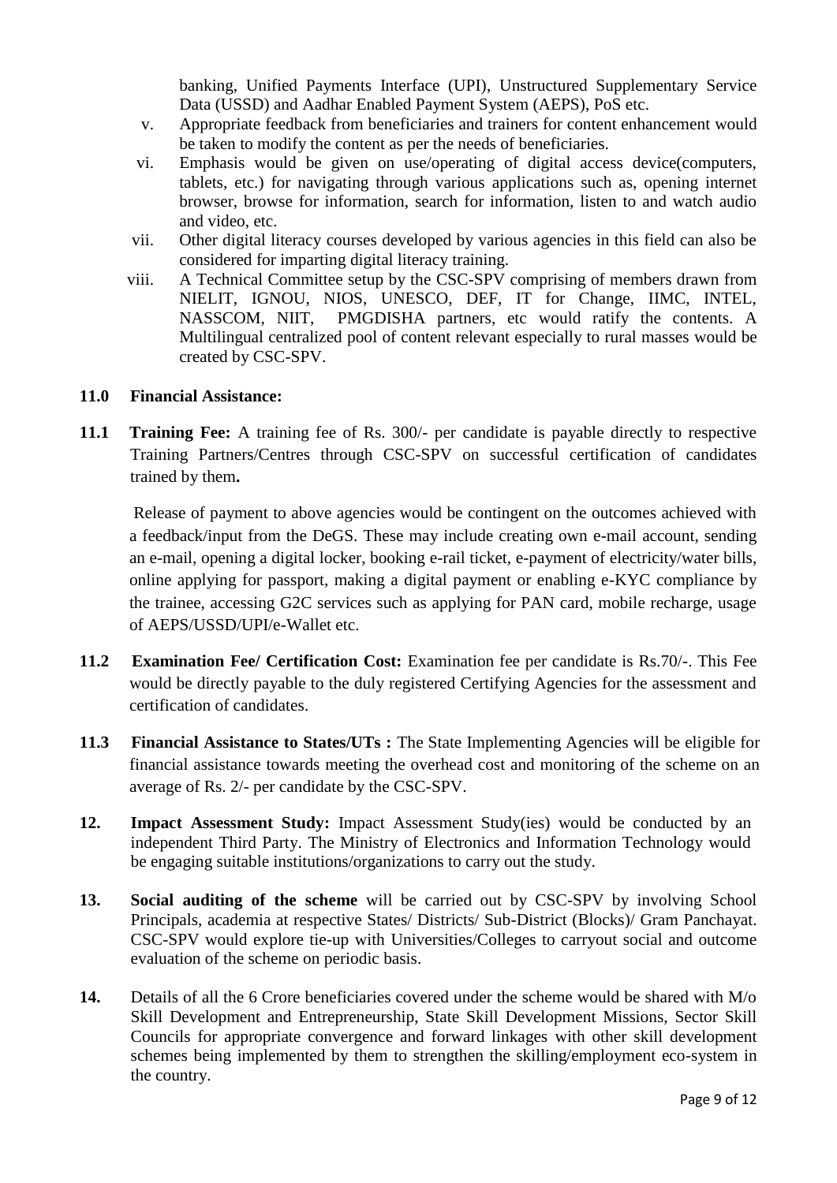banking, Unified Payments Interface (UPI), Unstructured Supplementary Service Data (USSD) and Aadhar Enabled Payment System (AEPS), PoS etc.

v. Appropriate feedback from beneficiaries and trainers for content enhancement would be taken to modify the content as per the needs of beneficiaries.

vi. Emphasis would be given on use/operating of digital access device(computers, tablets, etc.) for navigating through various applications such as, opening internet browser, browse for information, search for information, listen to and watch audio and video, etc.

vii. Other digital literacy courses developed by various agencies in this field can also be considered for imparting digital literacy training.

viii. A Technical Committee setup by the CSC-SPV comprising of members drawn from NIELIT, IGNOU, NIOS, UNESCO, DEF, IT for Change, IIMC, INTEL, NASSCOM, NIIT, PMGDISHA partners, etc would ratify the contents. A Multilingual centralized pool of content relevant especially to rural masses would be created by CSC-SPV.

**11.0 Financial Assistance:**

**11.1 Training Fee:** A training fee of Rs. 300/- per candidate is payable directly to respective Training Partners/Centres through CSC-SPV on successful certification of candidates trained by them**.**

Release of payment to above agencies would be contingent on the outcomes achieved with a feedback/input from the DeGS. These may include creating own e-mail account, sending an e-mail, opening a digital locker, booking e-rail ticket, e-payment of electricity/water bills, online applying for passport, making a digital payment or enabling e-KYC compliance by the trainee, accessing G2C services such as applying for PAN card, mobile recharge, usage of AEPS/USSD/UPI/e-Wallet etc.

**11.2 Examination Fee/ Certification Cost:** Examination fee per candidate is Rs.70/-. This Fee would be directly payable to the duly registered Certifying Agencies for the assessment and certification of candidates.

**11.3 Financial Assistance to States/UTs :** The State Implementing Agencies will be eligible for financial assistance towards meeting the overhead cost and monitoring of the scheme on an average of Rs. 2/- per candidate by the CSC-SPV.

**12. Impact Assessment Study:** Impact Assessment Study(ies) would be conducted by an independent Third Party. The Ministry of Electronics and Information Technology would be engaging suitable institutions/organizations to carry out the study.

**13. Social auditing of the scheme** will be carried out by CSC-SPV by involving School Principals, academia at respective States/ Districts/ Sub-District (Blocks)/ Gram Panchayat. CSC-SPV would explore tie-up with Universities/Colleges to carryout social and outcome evaluation of the scheme on periodic basis.

**14.** Details of all the 6 Crore beneficiaries covered under the scheme would be shared with M/o Skill Development and Entrepreneurship, State Skill Development Missions, Sector Skill Councils for appropriate convergence and forward linkages with other skill development schemes being implemented by them to strengthen the skilling/employment eco-system in the country.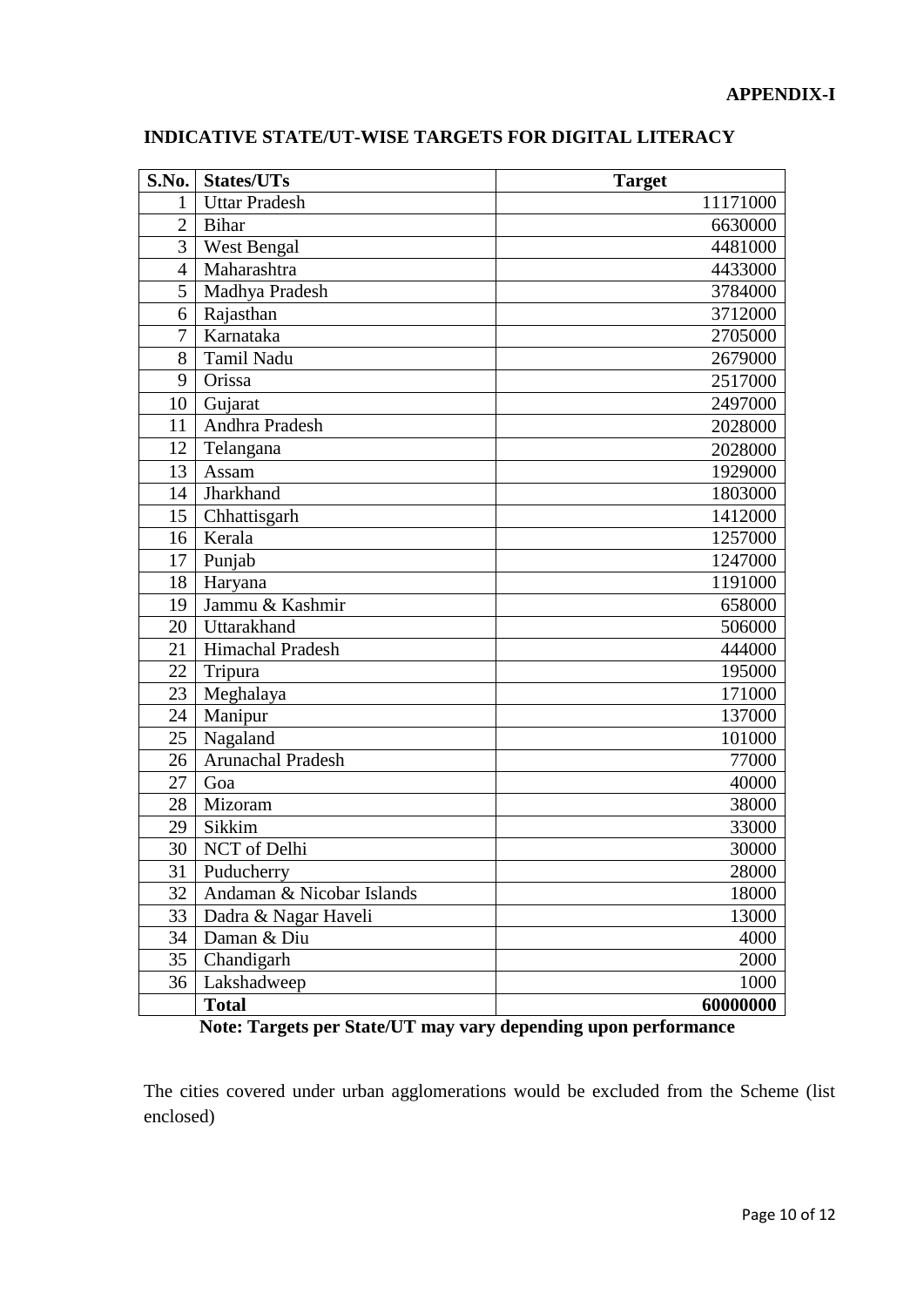**APPENDIX-I**

**INDICATIVE STATE/UT-WISE TARGETS FOR DIGITAL LITERACY**

| S.No. | States/UTs | Target |
|---|---|---|
| 1 | Uttar Pradesh | 11171000 |
| 2 | Bihar | 6630000 |
| 3 | West Bengal | 4481000 |
| 4 | Maharashtra | 4433000 |
| 5 | Madhya Pradesh | 3784000 |
| 6 | Rajasthan | 3712000 |
| 7 | Karnataka | 2705000 |
| 8 | Tamil Nadu | 2679000 |
| 9 | Orissa | 2517000 |
| 10 | Gujarat | 2497000 |
| 11 | Andhra Pradesh | 2028000 |
| 12 | Telangana | 2028000 |
| 13 | Assam | 1929000 |
| 14 | Jharkhand | 1803000 |
| 15 | Chhattisgarh | 1412000 |
| 16 | Kerala | 1257000 |
| 17 | Punjab | 1247000 |
| 18 | Haryana | 1191000 |
| 19 | Jammu & Kashmir | 658000 |
| 20 | Uttarakhand | 506000 |
| 21 | Himachal Pradesh | 444000 |
| 22 | Tripura | 195000 |
| 23 | Meghalaya | 171000 |
| 24 | Manipur | 137000 |
| 25 | Nagaland | 101000 |
| 26 | Arunachal Pradesh | 77000 |
| 27 | Goa | 40000 |
| 28 | Mizoram | 38000 |
| 29 | Sikkim | 33000 |
| 30 | NCT of Delhi | 30000 |
| 31 | Puducherry | 28000 |
| 32 | Andaman & Nicobar Islands | 18000 |
| 33 | Dadra & Nagar Haveli | 13000 |
| 34 | Daman & Diu | 4000 |
| 35 | Chandigarh | 2000 |
| 36 | Lakshadweep | 1000 |
| | **Total** | **60000000** |

**Note: Targets per State/UT may vary depending upon performance**

The cities covered under urban agglomerations would be excluded from the Scheme (list enclosed)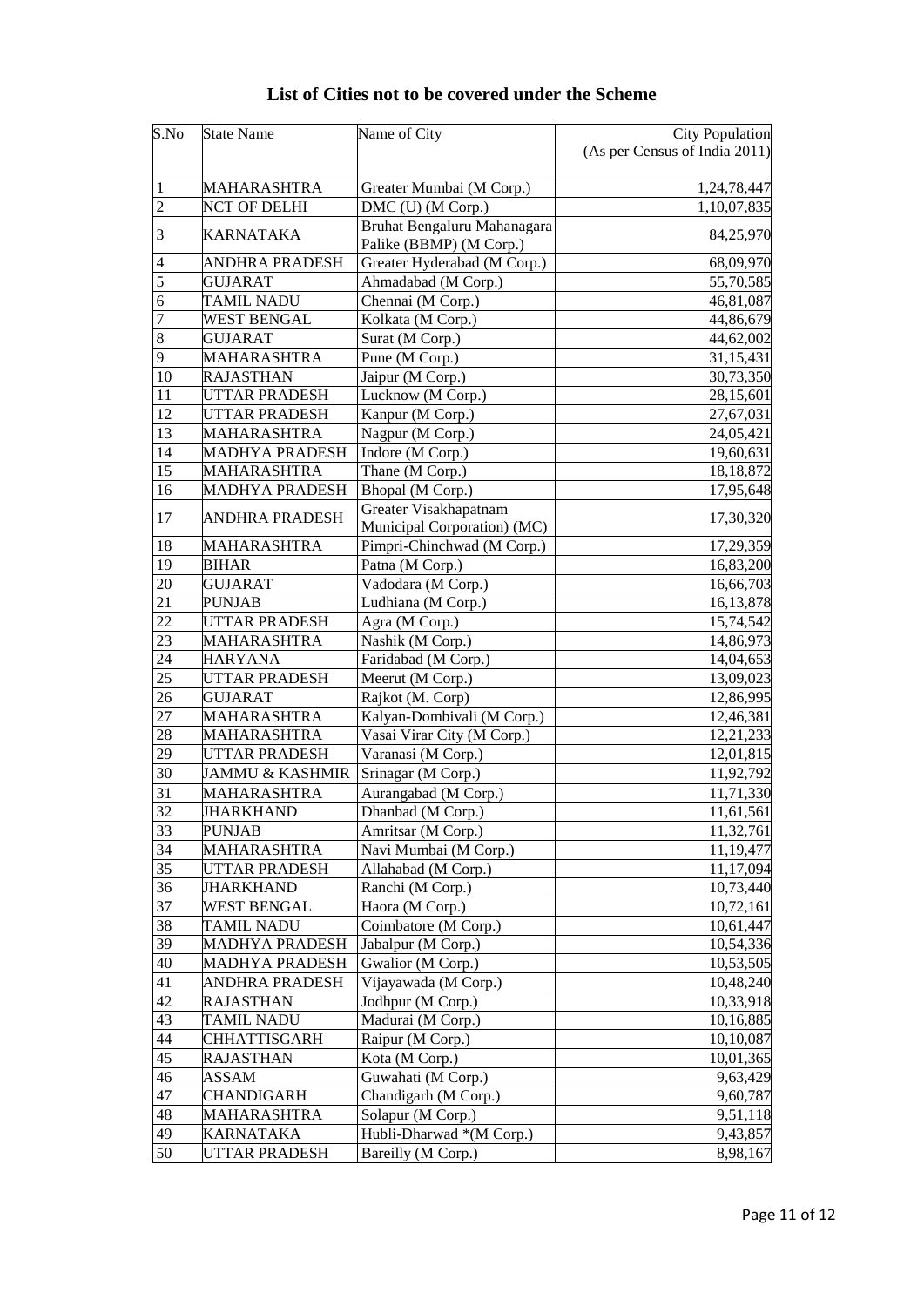# List of Cities not to be covered under the Scheme

| S.No | State Name | Name of City | City Population (As per Census of India 2011) |
|---|---|---|---|
| 1 | MAHARASHTRA | Greater Mumbai (M Corp.) | 1,24,78,447 |
| 2 | NCT OF DELHI | DMC (U) (M Corp.) | 1,10,07,835 |
| 3 | KARNATAKA | Bruhat Bengaluru Mahanagara Palike (BBMP) (M Corp.) | 84,25,970 |
| 4 | ANDHRA PRADESH | Greater Hyderabad (M Corp.) | 68,09,970 |
| 5 | GUJARAT | Ahmadabad (M Corp.) | 55,70,585 |
| 6 | TAMIL NADU | Chennai (M Corp.) | 46,81,087 |
| 7 | WEST BENGAL | Kolkata (M Corp.) | 44,86,679 |
| 8 | GUJARAT | Surat (M Corp.) | 44,62,002 |
| 9 | MAHARASHTRA | Pune (M Corp.) | 31,15,431 |
| 10 | RAJASTHAN | Jaipur (M Corp.) | 30,73,350 |
| 11 | UTTAR PRADESH | Lucknow (M Corp.) | 28,15,601 |
| 12 | UTTAR PRADESH | Kanpur (M Corp.) | 27,67,031 |
| 13 | MAHARASHTRA | Nagpur (M Corp.) | 24,05,421 |
| 14 | MADHYA PRADESH | Indore (M Corp.) | 19,60,631 |
| 15 | MAHARASHTRA | Thane (M Corp.) | 18,18,872 |
| 16 | MADHYA PRADESH | Bhopal (M Corp.) | 17,95,648 |
| 17 | ANDHRA PRADESH | Greater Visakhapatnam Municipal Corporation) (MC) | 17,30,320 |
| 18 | MAHARASHTRA | Pimpri-Chinchwad (M Corp.) | 17,29,359 |
| 19 | BIHAR | Patna (M Corp.) | 16,83,200 |
| 20 | GUJARAT | Vadodara (M Corp.) | 16,66,703 |
| 21 | PUNJAB | Ludhiana (M Corp.) | 16,13,878 |
| 22 | UTTAR PRADESH | Agra (M Corp.) | 15,74,542 |
| 23 | MAHARASHTRA | Nashik (M Corp.) | 14,86,973 |
| 24 | HARYANA | Faridabad (M Corp.) | 14,04,653 |
| 25 | UTTAR PRADESH | Meerut (M Corp.) | 13,09,023 |
| 26 | GUJARAT | Rajkot (M. Corp) | 12,86,995 |
| 27 | MAHARASHTRA | Kalyan-Dombivali (M Corp.) | 12,46,381 |
| 28 | MAHARASHTRA | Vasai Virar City (M Corp.) | 12,21,233 |
| 29 | UTTAR PRADESH | Varanasi (M Corp.) | 12,01,815 |
| 30 | JAMMU & KASHMIR | Srinagar (M Corp.) | 11,92,792 |
| 31 | MAHARASHTRA | Aurangabad (M Corp.) | 11,71,330 |
| 32 | JHARKHAND | Dhanbad (M Corp.) | 11,61,561 |
| 33 | PUNJAB | Amritsar (M Corp.) | 11,32,761 |
| 34 | MAHARASHTRA | Navi Mumbai (M Corp.) | 11,19,477 |
| 35 | UTTAR PRADESH | Allahabad (M Corp.) | 11,17,094 |
| 36 | JHARKHAND | Ranchi (M Corp.) | 10,73,440 |
| 37 | WEST BENGAL | Haora (M Corp.) | 10,72,161 |
| 38 | TAMIL NADU | Coimbatore (M Corp.) | 10,61,447 |
| 39 | MADHYA PRADESH | Jabalpur (M Corp.) | 10,54,336 |
| 40 | MADHYA PRADESH | Gwalior (M Corp.) | 10,53,505 |
| 41 | ANDHRA PRADESH | Vijayawada (M Corp.) | 10,48,240 |
| 42 | RAJASTHAN | Jodhpur (M Corp.) | 10,33,918 |
| 43 | TAMIL NADU | Madurai (M Corp.) | 10,16,885 |
| 44 | CHHATTISGARH | Raipur (M Corp.) | 10,10,087 |
| 45 | RAJASTHAN | Kota (M Corp.) | 10,01,365 |
| 46 | ASSAM | Guwahati (M Corp.) | 9,63,429 |
| 47 | CHANDIGARH | Chandigarh (M Corp.) | 9,60,787 |
| 48 | MAHARASHTRA | Solapur (M Corp.) | 9,51,118 |
| 49 | KARNATAKA | Hubli-Dharwad *(M Corp.) | 9,43,857 |
| 50 | UTTAR PRADESH | Bareilly (M Corp.) | 8,98,167 |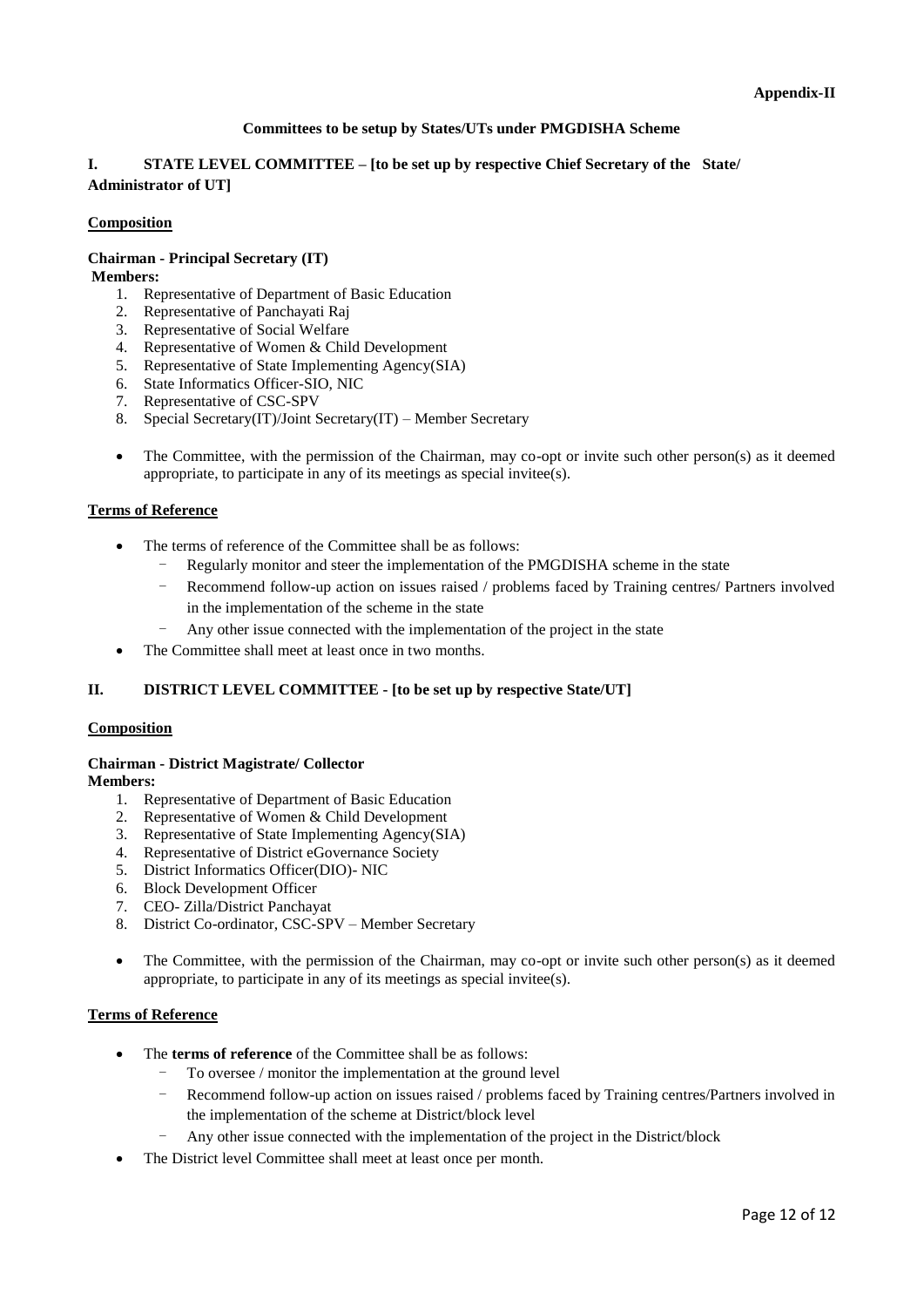**Appendix-II**

## Committees to be setup by States/UTs under PMGDISHA Scheme

### I. STATE LEVEL COMMITTEE – [to be set up by respective Chief Secretary of the State/ Administrator of UT]

**Composition**

**Chairman - Principal Secretary (IT)**

**Members:**

1. Representative of Department of Basic Education
2. Representative of Panchayati Raj
3. Representative of Social Welfare
4. Representative of Women & Child Development
5. Representative of State Implementing Agency(SIA)
6. State Informatics Officer-SIO, NIC
7. Representative of CSC-SPV
8. Special Secretary(IT)/Joint Secretary(IT) – Member Secretary

- The Committee, with the permission of the Chairman, may co-opt or invite such other person(s) as it deemed appropriate, to participate in any of its meetings as special invitee(s).

**Terms of Reference**

- The terms of reference of the Committee shall be as follows:
  - Regularly monitor and steer the implementation of the PMGDISHA scheme in the state
  - Recommend follow-up action on issues raised / problems faced by Training centres/ Partners involved in the implementation of the scheme in the state
  - Any other issue connected with the implementation of the project in the state
- The Committee shall meet at least once in two months.

### II. DISTRICT LEVEL COMMITTEE - [to be set up by respective State/UT]

**Composition**

**Chairman - District Magistrate/ Collector**

**Members:**

1. Representative of Department of Basic Education
2. Representative of Women & Child Development
3. Representative of State Implementing Agency(SIA)
4. Representative of District eGovernance Society
5. District Informatics Officer(DIO)- NIC
6. Block Development Officer
7. CEO- Zilla/District Panchayat
8. District Co-ordinator, CSC-SPV – Member Secretary

- The Committee, with the permission of the Chairman, may co-opt or invite such other person(s) as it deemed appropriate, to participate in any of its meetings as special invitee(s).

**Terms of Reference**

- The **terms of reference** of the Committee shall be as follows:
  - To oversee / monitor the implementation at the ground level
  - Recommend follow-up action on issues raised / problems faced by Training centres/Partners involved in the implementation of the scheme at District/block level
  - Any other issue connected with the implementation of the project in the District/block
- The District level Committee shall meet at least once per month.